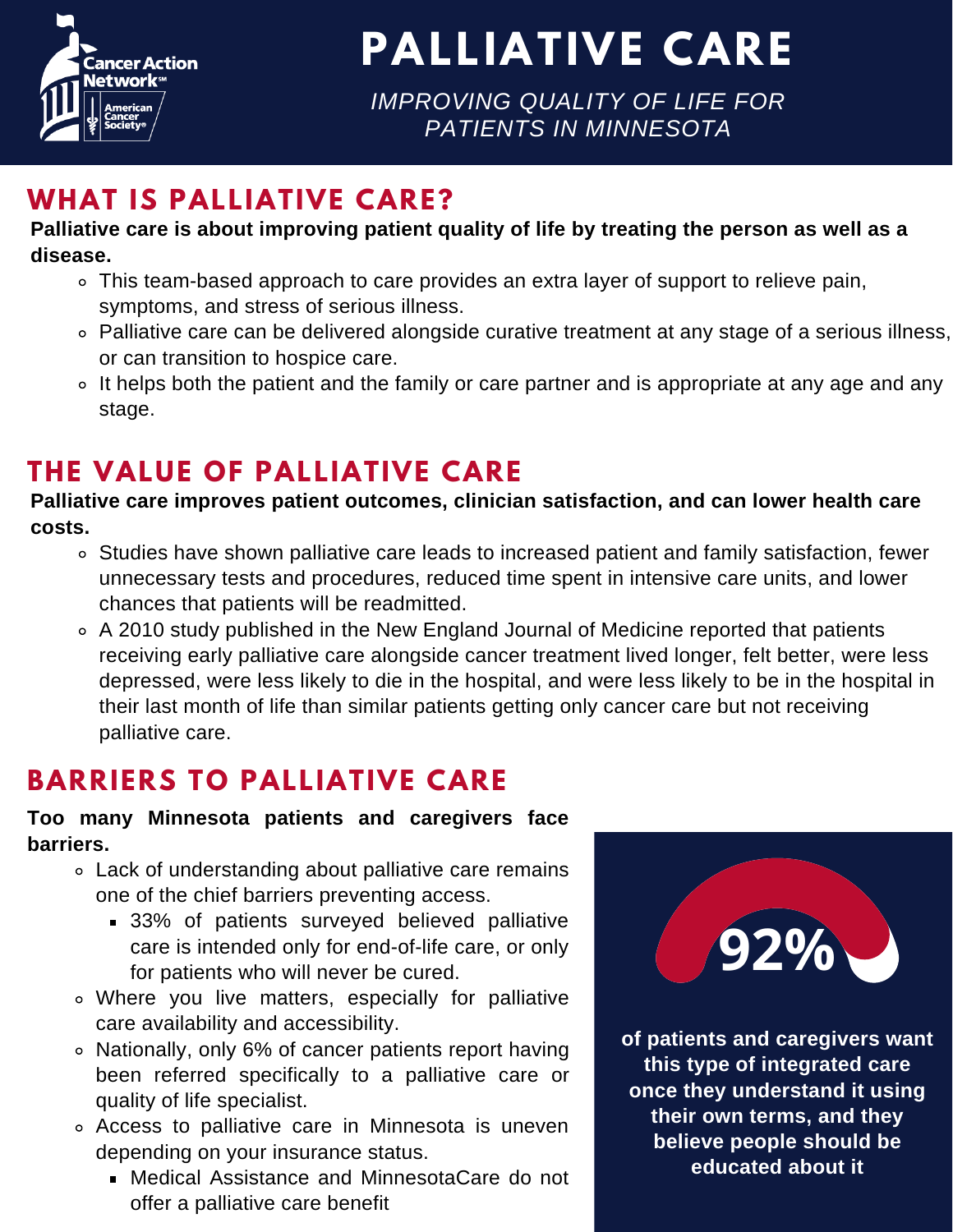Cancer Action Network[SM] | American Cancer Society®

# PALLIATIVE CARE

*IMPROVING QUALITY OF LIFE FOR PATIENTS IN MINNESOTA*

## WHAT IS PALLIATIVE CARE?

**Palliative care is about improving patient quality of life by treating the person as well as a disease.**

- This team-based approach to care provides an extra layer of support to relieve pain, symptoms, and stress of serious illness.
- Palliative care can be delivered alongside curative treatment at any stage of a serious illness, or can transition to hospice care.
- It helps both the patient and the family or care partner and is appropriate at any age and any stage.

## THE VALUE OF PALLIATIVE CARE

**Palliative care improves patient outcomes, clinician satisfaction, and can lower health care costs.**

- Studies have shown palliative care leads to increased patient and family satisfaction, fewer unnecessary tests and procedures, reduced time spent in intensive care units, and lower chances that patients will be readmitted.
- A 2010 study published in the New England Journal of Medicine reported that patients receiving early palliative care alongside cancer treatment lived longer, felt better, were less depressed, were less likely to die in the hospital, and were less likely to be in the hospital in their last month of life than similar patients getting only cancer care but not receiving palliative care.

## BARRIERS TO PALLIATIVE CARE

**Too many Minnesota patients and caregivers face barriers.**

- Lack of understanding about palliative care remains one of the chief barriers preventing access.
  - 33% of patients surveyed believed palliative care is intended only for end-of-life care, or only for patients who will never be cured.
- Where you live matters, especially for palliative care availability and accessibility.
- Nationally, only 6% of cancer patients report having been referred specifically to a palliative care or quality of life specialist.
- Access to palliative care in Minnesota is uneven depending on your insurance status.
  - Medical Assistance and MinnesotaCare do not offer a palliative care benefit

**92%**

**of patients and caregivers want this type of integrated care once they understand it using their own terms, and they believe people should be educated about it**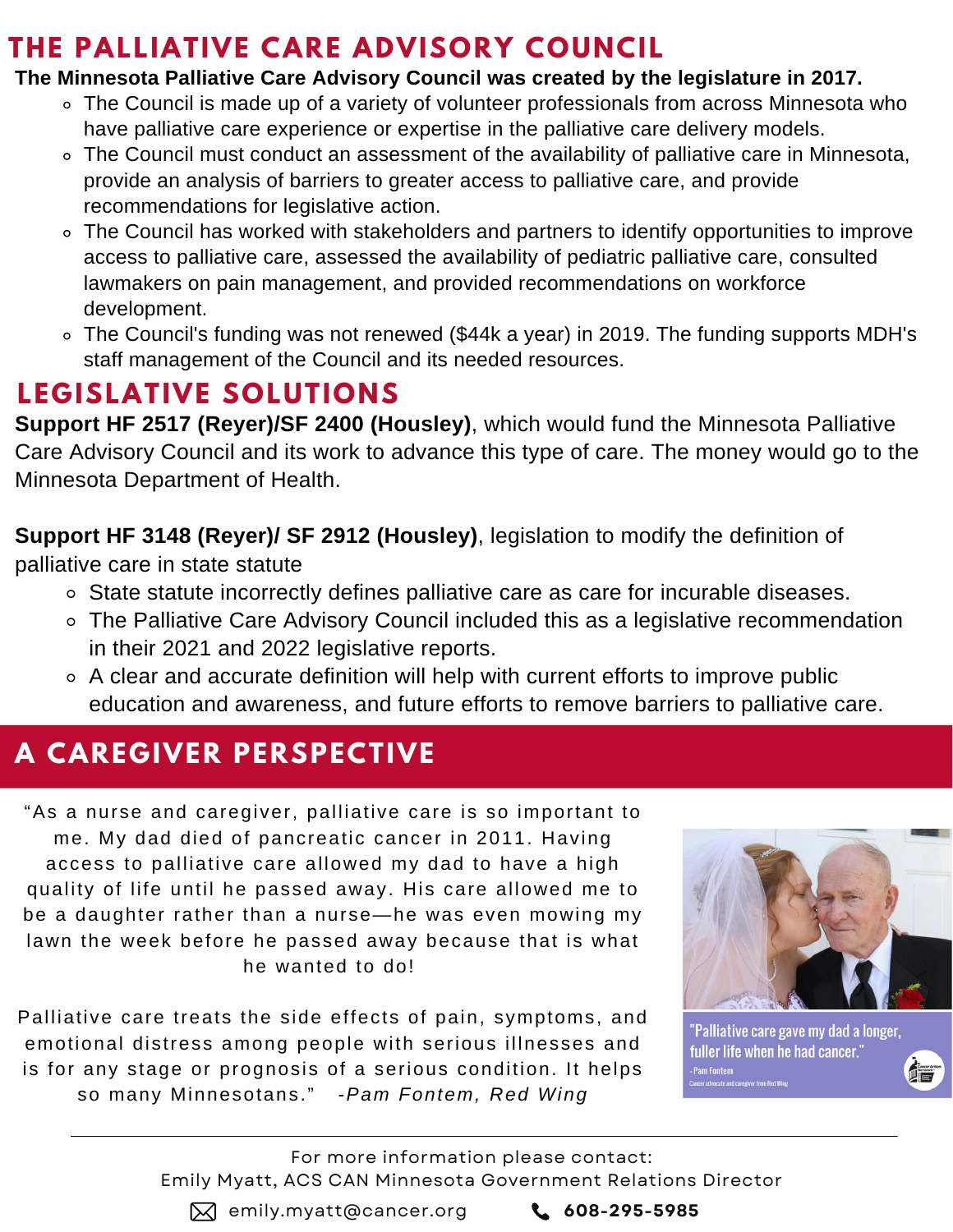## THE PALLIATIVE CARE ADVISORY COUNCIL

**The Minnesota Palliative Care Advisory Council was created by the legislature in 2017.**

- The Council is made up of a variety of volunteer professionals from across Minnesota who have palliative care experience or expertise in the palliative care delivery models.
- The Council must conduct an assessment of the availability of palliative care in Minnesota, provide an analysis of barriers to greater access to palliative care, and provide recommendations for legislative action.
- The Council has worked with stakeholders and partners to identify opportunities to improve access to palliative care, assessed the availability of pediatric palliative care, consulted lawmakers on pain management, and provided recommendations on workforce development.
- The Council's funding was not renewed ($44k a year) in 2019. The funding supports MDH's staff management of the Council and its needed resources.

## LEGISLATIVE SOLUTIONS

**Support HF 2517 (Reyer)/SF 2400 (Housley)**, which would fund the Minnesota Palliative Care Advisory Council and its work to advance this type of care. The money would go to the Minnesota Department of Health.

**Support HF 3148 (Reyer)/ SF 2912 (Housley)**, legislation to modify the definition of palliative care in state statute

- State statute incorrectly defines palliative care as care for incurable diseases.
- The Palliative Care Advisory Council included this as a legislative recommendation in their 2021 and 2022 legislative reports.
- A clear and accurate definition will help with current efforts to improve public education and awareness, and future efforts to remove barriers to palliative care.

## A CAREGIVER PERSPECTIVE

"As a nurse and caregiver, palliative care is so important to me. My dad died of pancreatic cancer in 2011. Having access to palliative care allowed my dad to have a high quality of life until he passed away. His care allowed me to be a daughter rather than a nurse—he was even mowing my lawn the week before he passed away because that is what he wanted to do!

Palliative care treats the side effects of pain, symptoms, and emotional distress among people with serious illnesses and is for any stage or prognosis of a serious condition. It helps so many Minnesotans." *-Pam Fontem, Red Wing*

"Palliative care gave my dad a longer, fuller life when he had cancer."
-Pam Fontem
Cancer advocate and caregiver from Red Wing

---

For more information please contact:
Emily Myatt, ACS CAN Minnesota Government Relations Director

emily.myatt@cancer.org **608-295-5985**